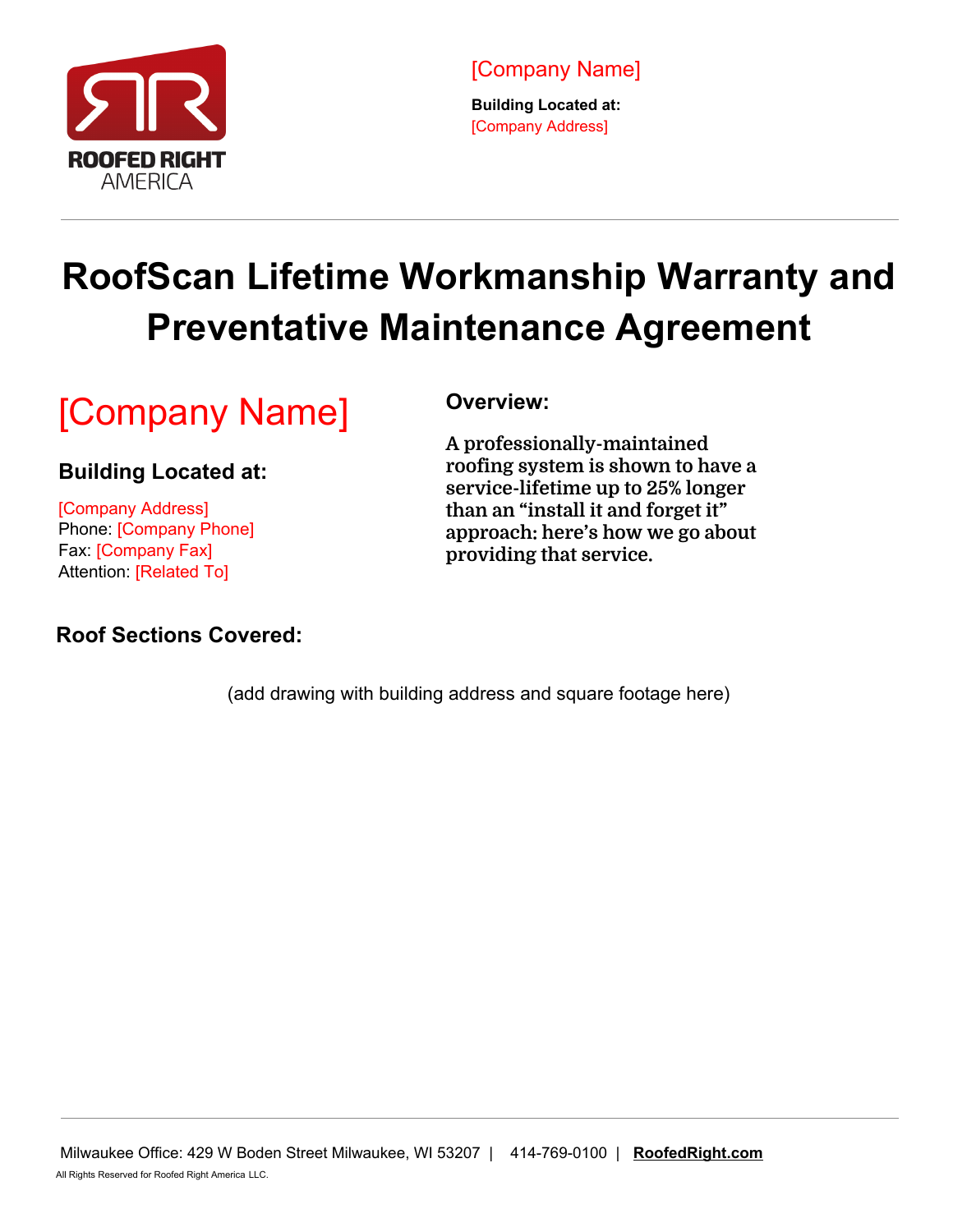ROOFED RIGHT AMERICA

[Company Name]

**Building Located at:**
[Company Address]

# RoofScan Lifetime Workmanship Warranty and Preventative Maintenance Agreement

## [Company Name]

### Building Located at:

[Company Address]
Phone: [Company Phone]
Fax: [Company Fax]
Attention: [Related To]

### Overview:

**A professionally-maintained roofing system is shown to have a service-lifetime up to 25% longer than an "install it and forget it" approach: here's how we go about providing that service.**

### Roof Sections Covered:

(add drawing with building address and square footage here)

Milwaukee Office: 429 W Boden Street Milwaukee, WI 53207 | 414-769-0100 | **RoofedRight.com**

All Rights Reserved for Roofed Right America LLC.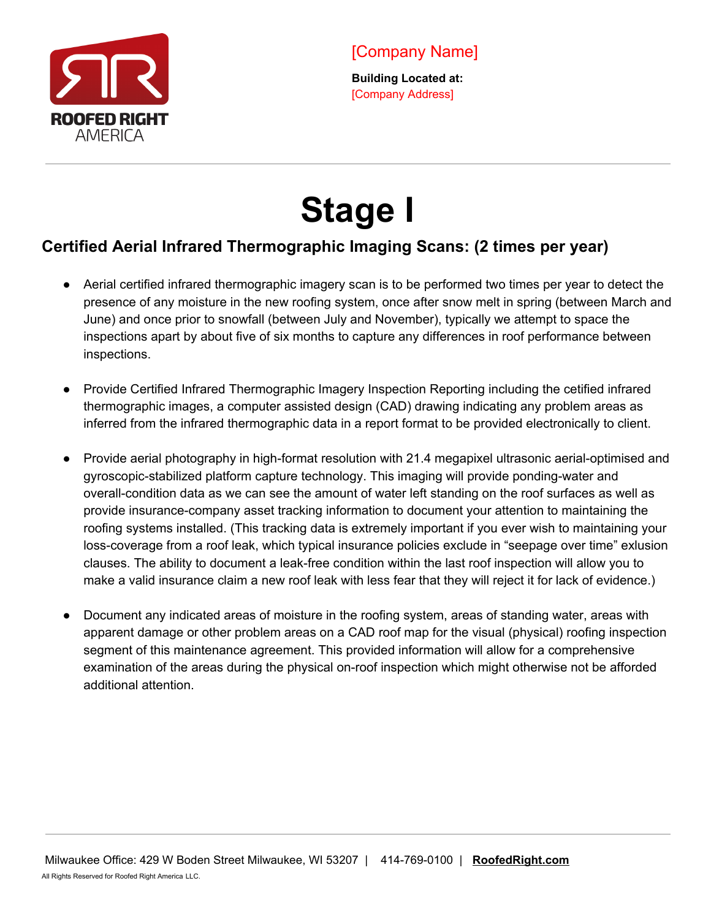[Company Name]

**Building Located at:**
[Company Address]

# Stage I

## Certified Aerial Infrared Thermographic Imaging Scans: (2 times per year)

- Aerial certified infrared thermographic imagery scan is to be performed two times per year to detect the presence of any moisture in the new roofing system, once after snow melt in spring (between March and June) and once prior to snowfall (between July and November), typically we attempt to space the inspections apart by about five of six months to capture any differences in roof performance between inspections.

- Provide Certified Infrared Thermographic Imagery Inspection Reporting including the cetified infrared thermographic images, a computer assisted design (CAD) drawing indicating any problem areas as inferred from the infrared thermographic data in a report format to be provided electronically to client.

- Provide aerial photography in high-format resolution with 21.4 megapixel ultrasonic aerial-optimised and gyroscopic-stabilized platform capture technology. This imaging will provide ponding-water and overall-condition data as we can see the amount of water left standing on the roof surfaces as well as provide insurance-company asset tracking information to document your attention to maintaining the roofing systems installed. (This tracking data is extremely important if you ever wish to maintaining your loss-coverage from a roof leak, which typical insurance policies exclude in "seepage over time" exlusion clauses. The ability to document a leak-free condition within the last roof inspection will allow you to make a valid insurance claim a new roof leak with less fear that they will reject it for lack of evidence.)

- Document any indicated areas of moisture in the roofing system, areas of standing water, areas with apparent damage or other problem areas on a CAD roof map for the visual (physical) roofing inspection segment of this maintenance agreement. This provided information will allow for a comprehensive examination of the areas during the physical on-roof inspection which might otherwise not be afforded additional attention.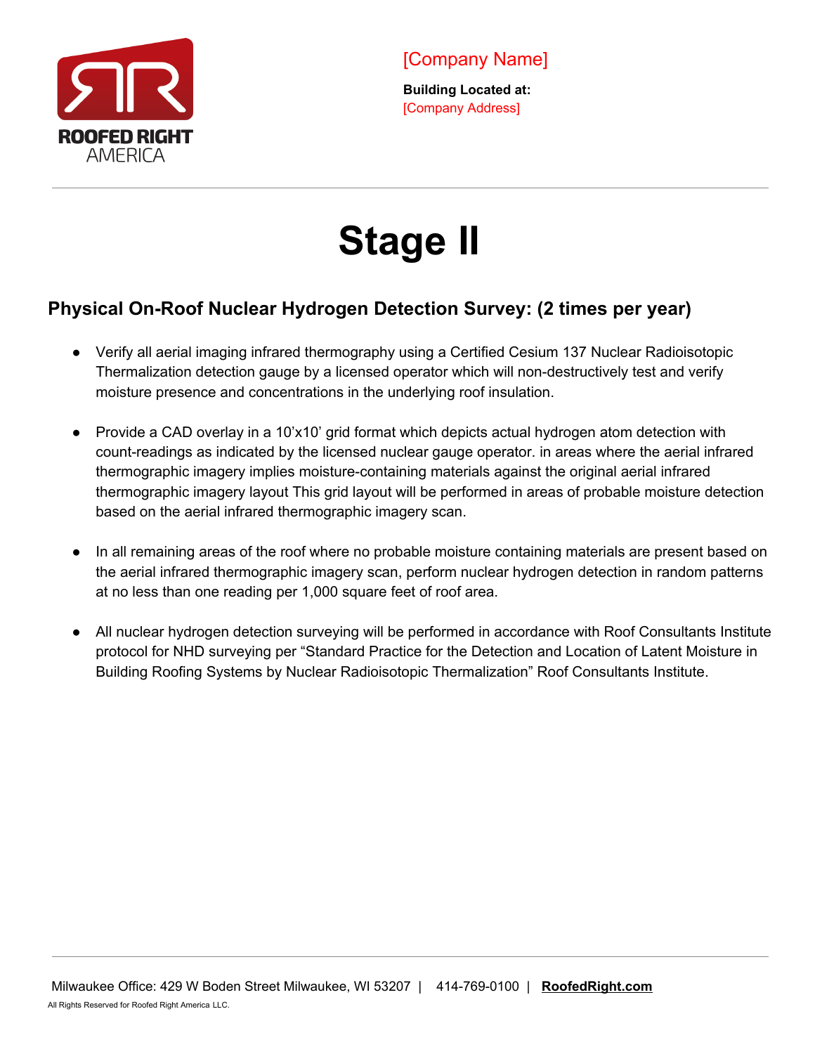[Company Name]

**Building Located at:**
[Company Address]

---

# Stage II

## Physical On-Roof Nuclear Hydrogen Detection Survey: (2 times per year)

- Verify all aerial imaging infrared thermography using a Certified Cesium 137 Nuclear Radioisotopic Thermalization detection gauge by a licensed operator which will non-destructively test and verify moisture presence and concentrations in the underlying roof insulation.

- Provide a CAD overlay in a 10'x10' grid format which depicts actual hydrogen atom detection with count-readings as indicated by the licensed nuclear gauge operator. in areas where the aerial infrared thermographic imagery implies moisture-containing materials against the original aerial infrared thermographic imagery layout This grid layout will be performed in areas of probable moisture detection based on the aerial infrared thermographic imagery scan.

- In all remaining areas of the roof where no probable moisture containing materials are present based on the aerial infrared thermographic imagery scan, perform nuclear hydrogen detection in random patterns at no less than one reading per 1,000 square feet of roof area.

- All nuclear hydrogen detection surveying will be performed in accordance with Roof Consultants Institute protocol for NHD surveying per "Standard Practice for the Detection and Location of Latent Moisture in Building Roofing Systems by Nuclear Radioisotopic Thermalization" Roof Consultants Institute.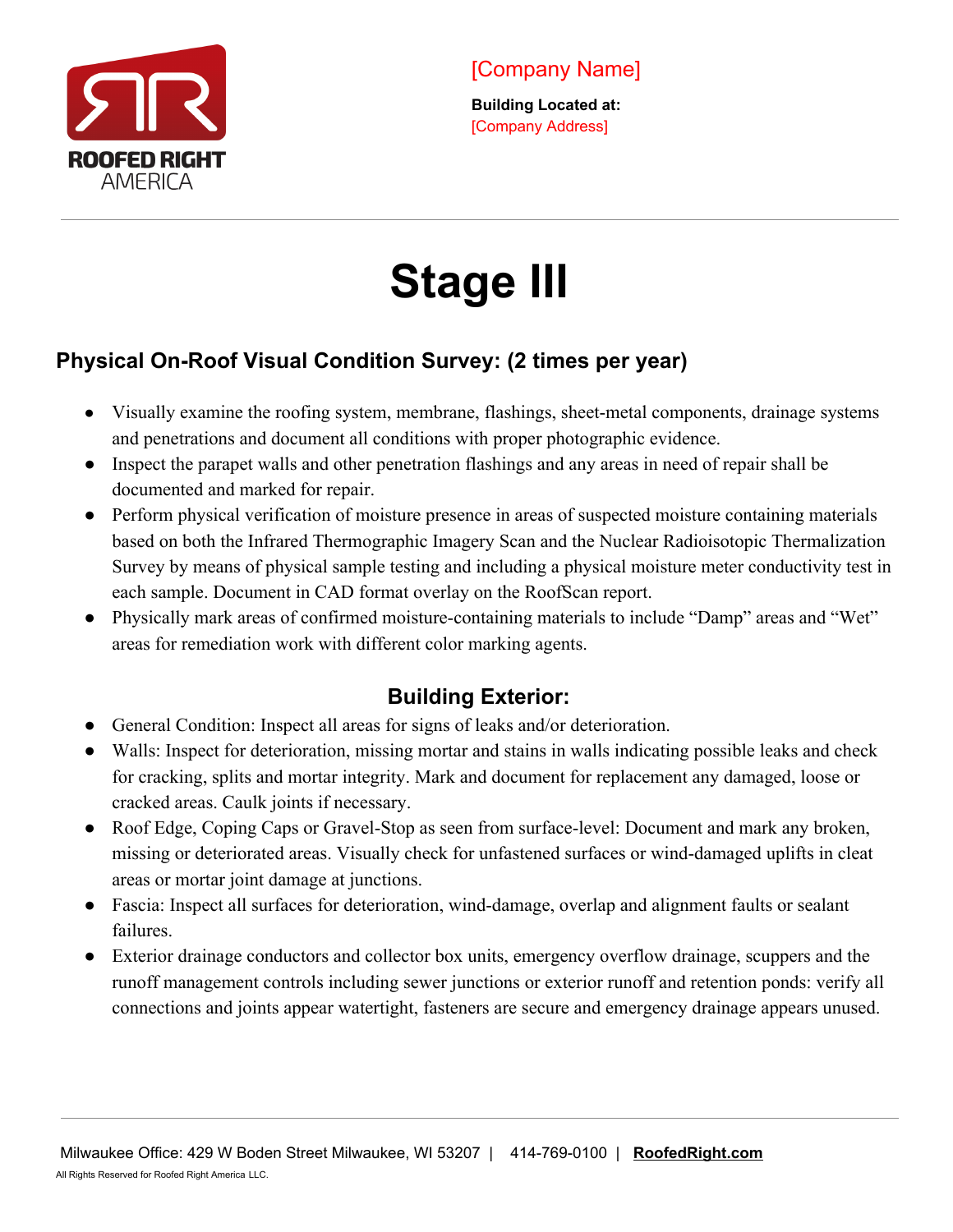[Company Name]

**Building Located at:**
[Company Address]

# Stage III

## Physical On-Roof Visual Condition Survey: (2 times per year)

- Visually examine the roofing system, membrane, flashings, sheet-metal components, drainage systems and penetrations and document all conditions with proper photographic evidence.
- Inspect the parapet walls and other penetration flashings and any areas in need of repair shall be documented and marked for repair.
- Perform physical verification of moisture presence in areas of suspected moisture containing materials based on both the Infrared Thermographic Imagery Scan and the Nuclear Radioisotopic Thermalization Survey by means of physical sample testing and including a physical moisture meter conductivity test in each sample. Document in CAD format overlay on the RoofScan report.
- Physically mark areas of confirmed moisture-containing materials to include "Damp" areas and "Wet" areas for remediation work with different color marking agents.

## Building Exterior:

- General Condition: Inspect all areas for signs of leaks and/or deterioration.
- Walls: Inspect for deterioration, missing mortar and stains in walls indicating possible leaks and check for cracking, splits and mortar integrity. Mark and document for replacement any damaged, loose or cracked areas. Caulk joints if necessary.
- Roof Edge, Coping Caps or Gravel-Stop as seen from surface-level: Document and mark any broken, missing or deteriorated areas. Visually check for unfastened surfaces or wind-damaged uplifts in cleat areas or mortar joint damage at junctions.
- Fascia: Inspect all surfaces for deterioration, wind-damage, overlap and alignment faults or sealant failures.
- Exterior drainage conductors and collector box units, emergency overflow drainage, scuppers and the runoff management controls including sewer junctions or exterior runoff and retention ponds: verify all connections and joints appear watertight, fasteners are secure and emergency drainage appears unused.

Milwaukee Office: 429 W Boden Street Milwaukee, WI 53207 | 414-769-0100 | **RoofedRight.com**

All Rights Reserved for Roofed Right America LLC.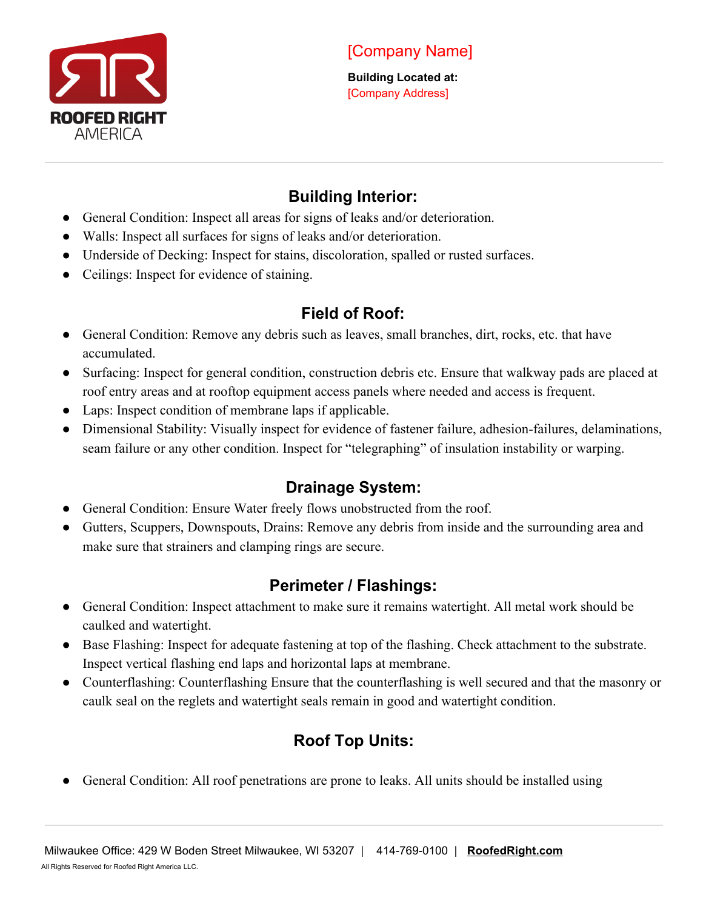[Company Name]

**Building Located at:**
[Company Address]

## Building Interior:

- General Condition: Inspect all areas for signs of leaks and/or deterioration.
- Walls: Inspect all surfaces for signs of leaks and/or deterioration.
- Underside of Decking: Inspect for stains, discoloration, spalled or rusted surfaces.
- Ceilings: Inspect for evidence of staining.

## Field of Roof:

- General Condition: Remove any debris such as leaves, small branches, dirt, rocks, etc. that have accumulated.
- Surfacing: Inspect for general condition, construction debris etc. Ensure that walkway pads are placed at roof entry areas and at rooftop equipment access panels where needed and access is frequent.
- Laps: Inspect condition of membrane laps if applicable.
- Dimensional Stability: Visually inspect for evidence of fastener failure, adhesion-failures, delaminations, seam failure or any other condition. Inspect for "telegraphing" of insulation instability or warping.

## Drainage System:

- General Condition: Ensure Water freely flows unobstructed from the roof.
- Gutters, Scuppers, Downspouts, Drains: Remove any debris from inside and the surrounding area and make sure that strainers and clamping rings are secure.

## Perimeter / Flashings:

- General Condition: Inspect attachment to make sure it remains watertight. All metal work should be caulked and watertight.
- Base Flashing: Inspect for adequate fastening at top of the flashing. Check attachment to the substrate. Inspect vertical flashing end laps and horizontal laps at membrane.
- Counterflashing: Counterflashing Ensure that the counterflashing is well secured and that the masonry or caulk seal on the reglets and watertight seals remain in good and watertight condition.

## Roof Top Units:

- General Condition: All roof penetrations are prone to leaks. All units should be installed using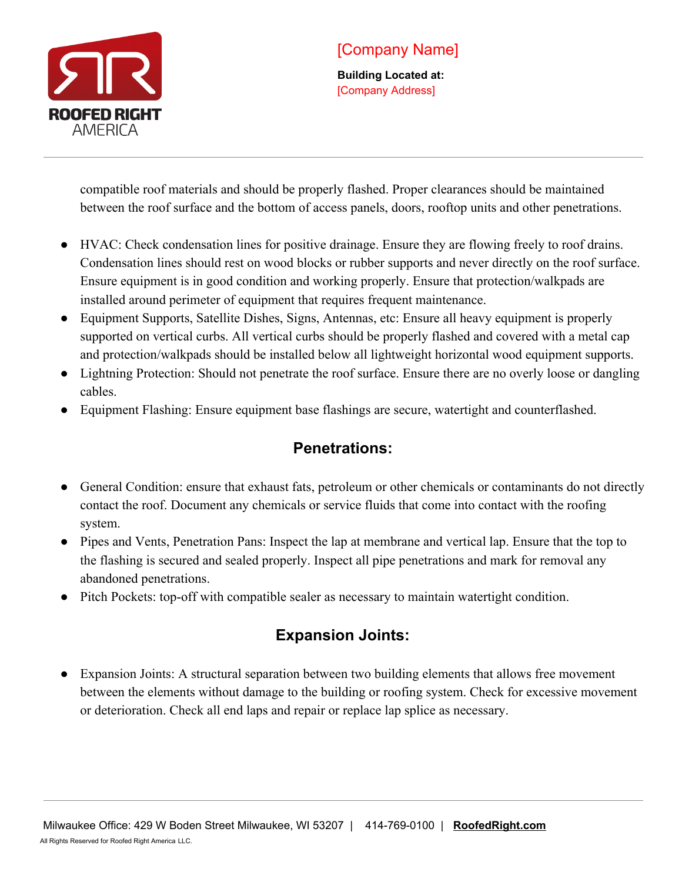compatible roof materials and should be properly flashed. Proper clearances should be maintained between the roof surface and the bottom of access panels, doors, rooftop units and other penetrations.

- HVAC: Check condensation lines for positive drainage. Ensure they are flowing freely to roof drains. Condensation lines should rest on wood blocks or rubber supports and never directly on the roof surface. Ensure equipment is in good condition and working properly. Ensure that protection/walkpads are installed around perimeter of equipment that requires frequent maintenance.
- Equipment Supports, Satellite Dishes, Signs, Antennas, etc: Ensure all heavy equipment is properly supported on vertical curbs. All vertical curbs should be properly flashed and covered with a metal cap and protection/walkpads should be installed below all lightweight horizontal wood equipment supports.
- Lightning Protection: Should not penetrate the roof surface. Ensure there are no overly loose or dangling cables.
- Equipment Flashing: Ensure equipment base flashings are secure, watertight and counterflashed.

## Penetrations:

- General Condition: ensure that exhaust fats, petroleum or other chemicals or contaminants do not directly contact the roof. Document any chemicals or service fluids that come into contact with the roofing system.
- Pipes and Vents, Penetration Pans: Inspect the lap at membrane and vertical lap. Ensure that the top to the flashing is secured and sealed properly. Inspect all pipe penetrations and mark for removal any abandoned penetrations.
- Pitch Pockets: top-off with compatible sealer as necessary to maintain watertight condition.

## Expansion Joints:

- Expansion Joints: A structural separation between two building elements that allows free movement between the elements without damage to the building or roofing system. Check for excessive movement or deterioration. Check all end laps and repair or replace lap splice as necessary.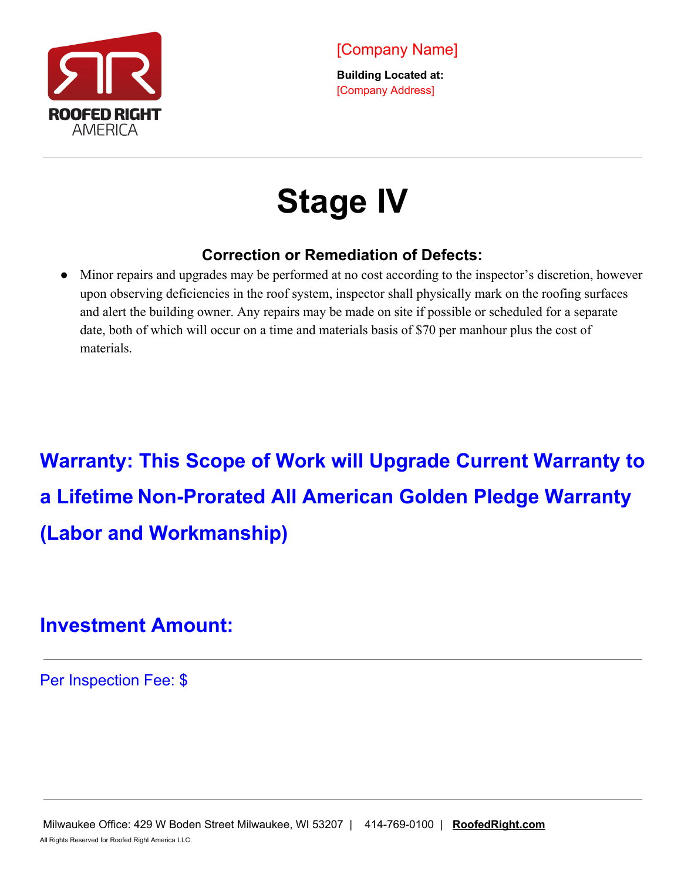[Company Name]

**Building Located at:**
[Company Address]

# Stage IV

### Correction or Remediation of Defects:

- Minor repairs and upgrades may be performed at no cost according to the inspector's discretion, however upon observing deficiencies in the roof system, inspector shall physically mark on the roofing surfaces and alert the building owner. Any repairs may be made on site if possible or scheduled for a separate date, both of which will occur on a time and materials basis of $70 per manhour plus the cost of materials.

## Warranty: This Scope of Work will Upgrade Current Warranty to a Lifetime Non-Prorated All American Golden Pledge Warranty (Labor and Workmanship)

## Investment Amount:

---

Per Inspection Fee: $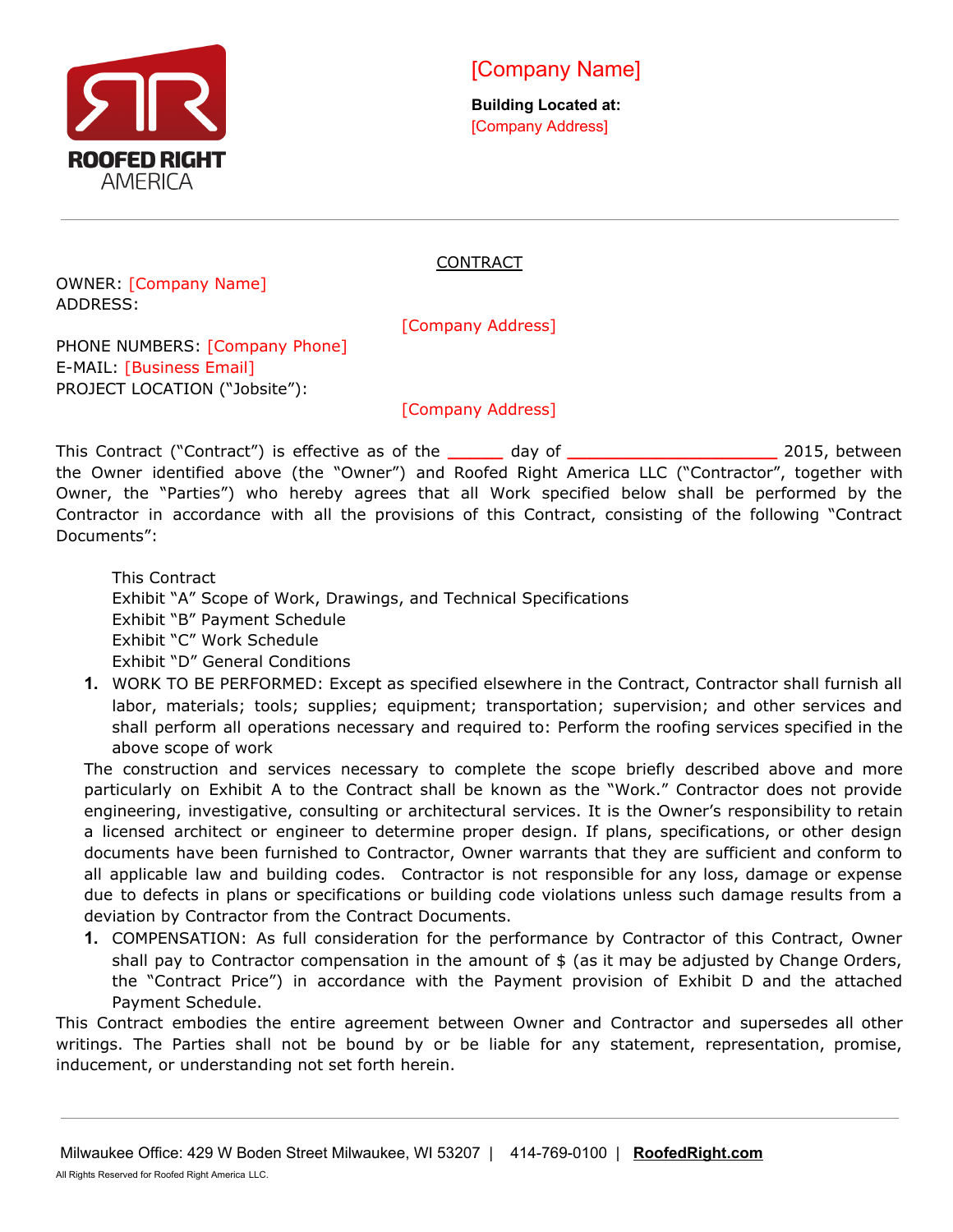[Company Name]

**Building Located at:**
[Company Address]

CONTRACT

OWNER: [Company Name]
ADDRESS:

[Company Address]

PHONE NUMBERS: [Company Phone]
E-MAIL: [Business Email]
PROJECT LOCATION ("Jobsite"):

[Company Address]

This Contract ("Contract") is effective as of the _____ day of ___________________ 2015, between the Owner identified above (the "Owner") and Roofed Right America LLC ("Contractor", together with Owner, the "Parties") who hereby agrees that all Work specified below shall be performed by the Contractor in accordance with all the provisions of this Contract, consisting of the following "Contract Documents":

This Contract
Exhibit "A" Scope of Work, Drawings, and Technical Specifications
Exhibit "B" Payment Schedule
Exhibit "C" Work Schedule
Exhibit "D" General Conditions

1. WORK TO BE PERFORMED: Except as specified elsewhere in the Contract, Contractor shall furnish all labor, materials; tools; supplies; equipment; transportation; supervision; and other services and shall perform all operations necessary and required to: Perform the roofing services specified in the above scope of work

The construction and services necessary to complete the scope briefly described above and more particularly on Exhibit A to the Contract shall be known as the "Work." Contractor does not provide engineering, investigative, consulting or architectural services. It is the Owner's responsibility to retain a licensed architect or engineer to determine proper design. If plans, specifications, or other design documents have been furnished to Contractor, Owner warrants that they are sufficient and conform to all applicable law and building codes. Contractor is not responsible for any loss, damage or expense due to defects in plans or specifications or building code violations unless such damage results from a deviation by Contractor from the Contract Documents.

1. COMPENSATION: As full consideration for the performance by Contractor of this Contract, Owner shall pay to Contractor compensation in the amount of $ (as it may be adjusted by Change Orders, the "Contract Price") in accordance with the Payment provision of Exhibit D and the attached Payment Schedule.

This Contract embodies the entire agreement between Owner and Contractor and supersedes all other writings. The Parties shall not be bound by or be liable for any statement, representation, promise, inducement, or understanding not set forth herein.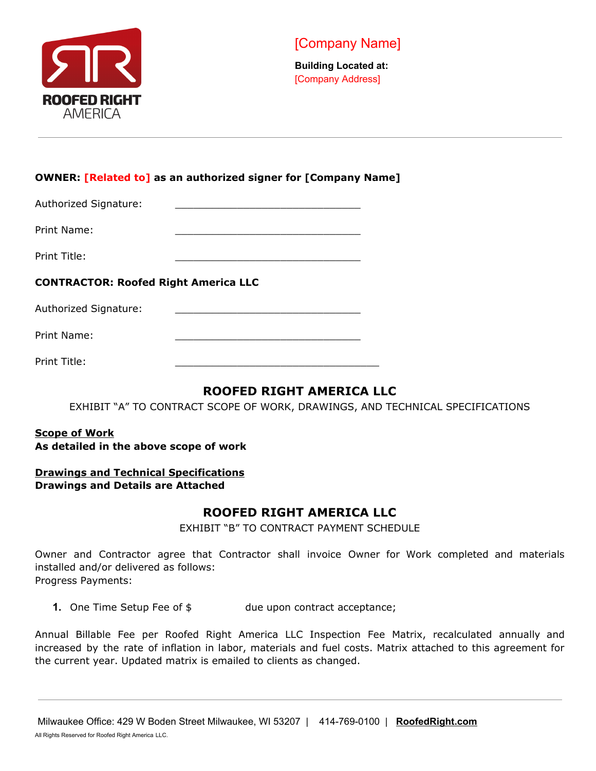[Company Name]

**Building Located at:**
[Company Address]

---

**OWNER: [Related to] as an authorized signer for [Company Name]**

Authorized Signature: _______________________________

Print Name: _______________________________

Print Title: _______________________________

**CONTRACTOR: Roofed Right America LLC**

Authorized Signature: _______________________________

Print Name: _______________________________

Print Title: __________________________________

## ROOFED RIGHT AMERICA LLC

EXHIBIT "A" TO CONTRACT SCOPE OF WORK, DRAWINGS, AND TECHNICAL SPECIFICATIONS

**Scope of Work**
**As detailed in the above scope of work**

**Drawings and Technical Specifications**
**Drawings and Details are Attached**

## ROOFED RIGHT AMERICA LLC

EXHIBIT "B" TO CONTRACT PAYMENT SCHEDULE

Owner and Contractor agree that Contractor shall invoice Owner for Work completed and materials installed and/or delivered as follows:
Progress Payments:

1. One Time Setup Fee of $ due upon contract acceptance;

Annual Billable Fee per Roofed Right America LLC Inspection Fee Matrix, recalculated annually and increased by the rate of inflation in labor, materials and fuel costs. Matrix attached to this agreement for the current year. Updated matrix is emailed to clients as changed.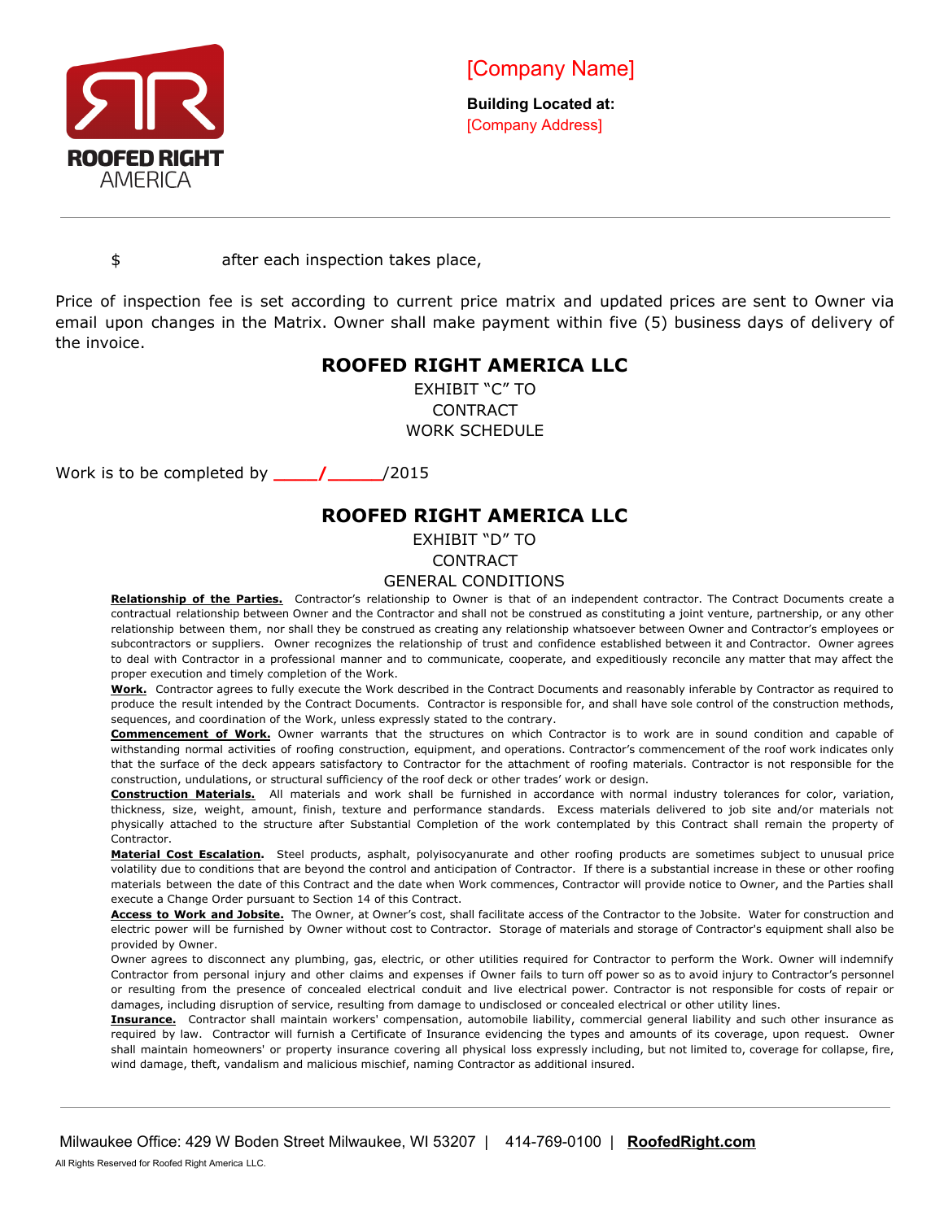$ after each inspection takes place,

Price of inspection fee is set according to current price matrix and updated prices are sent to Owner via email upon changes in the Matrix. Owner shall make payment within five (5) business days of delivery of the invoice.

## ROOFED RIGHT AMERICA LLC

EXHIBIT "C" TO
CONTRACT
WORK SCHEDULE

Work is to be completed by ____/_____/2015

## ROOFED RIGHT AMERICA LLC

EXHIBIT "D" TO
CONTRACT
GENERAL CONDITIONS

**Relationship of the Parties.** Contractor's relationship to Owner is that of an independent contractor. The Contract Documents create a contractual relationship between Owner and the Contractor and shall not be construed as constituting a joint venture, partnership, or any other relationship between them, nor shall they be construed as creating any relationship whatsoever between Owner and Contractor's employees or subcontractors or suppliers. Owner recognizes the relationship of trust and confidence established between it and Contractor. Owner agrees to deal with Contractor in a professional manner and to communicate, cooperate, and expeditiously reconcile any matter that may affect the proper execution and timely completion of the Work.

**Work.** Contractor agrees to fully execute the Work described in the Contract Documents and reasonably inferable by Contractor as required to produce the result intended by the Contract Documents. Contractor is responsible for, and shall have sole control of the construction methods, sequences, and coordination of the Work, unless expressly stated to the contrary.

**Commencement of Work.** Owner warrants that the structures on which Contractor is to work are in sound condition and capable of withstanding normal activities of roofing construction, equipment, and operations. Contractor's commencement of the roof work indicates only that the surface of the deck appears satisfactory to Contractor for the attachment of roofing materials. Contractor is not responsible for the construction, undulations, or structural sufficiency of the roof deck or other trades' work or design.

**Construction Materials.** All materials and work shall be furnished in accordance with normal industry tolerances for color, variation, thickness, size, weight, amount, finish, texture and performance standards. Excess materials delivered to job site and/or materials not physically attached to the structure after Substantial Completion of the work contemplated by this Contract shall remain the property of Contractor.

**Material Cost Escalation.** Steel products, asphalt, polyisocyanurate and other roofing products are sometimes subject to unusual price volatility due to conditions that are beyond the control and anticipation of Contractor. If there is a substantial increase in these or other roofing materials between the date of this Contract and the date when Work commences, Contractor will provide notice to Owner, and the Parties shall execute a Change Order pursuant to Section 14 of this Contract.

**Access to Work and Jobsite.** The Owner, at Owner's cost, shall facilitate access of the Contractor to the Jobsite. Water for construction and electric power will be furnished by Owner without cost to Contractor. Storage of materials and storage of Contractor's equipment shall also be provided by Owner.

Owner agrees to disconnect any plumbing, gas, electric, or other utilities required for Contractor to perform the Work. Owner will indemnify Contractor from personal injury and other claims and expenses if Owner fails to turn off power so as to avoid injury to Contractor's personnel or resulting from the presence of concealed electrical conduit and live electrical power. Contractor is not responsible for costs of repair or damages, including disruption of service, resulting from damage to undisclosed or concealed electrical or other utility lines.

**Insurance.** Contractor shall maintain workers' compensation, automobile liability, commercial general liability and such other insurance as required by law. Contractor will furnish a Certificate of Insurance evidencing the types and amounts of its coverage, upon request. Owner shall maintain homeowners' or property insurance covering all physical loss expressly including, but not limited to, coverage for collapse, fire, wind damage, theft, vandalism and malicious mischief, naming Contractor as additional insured.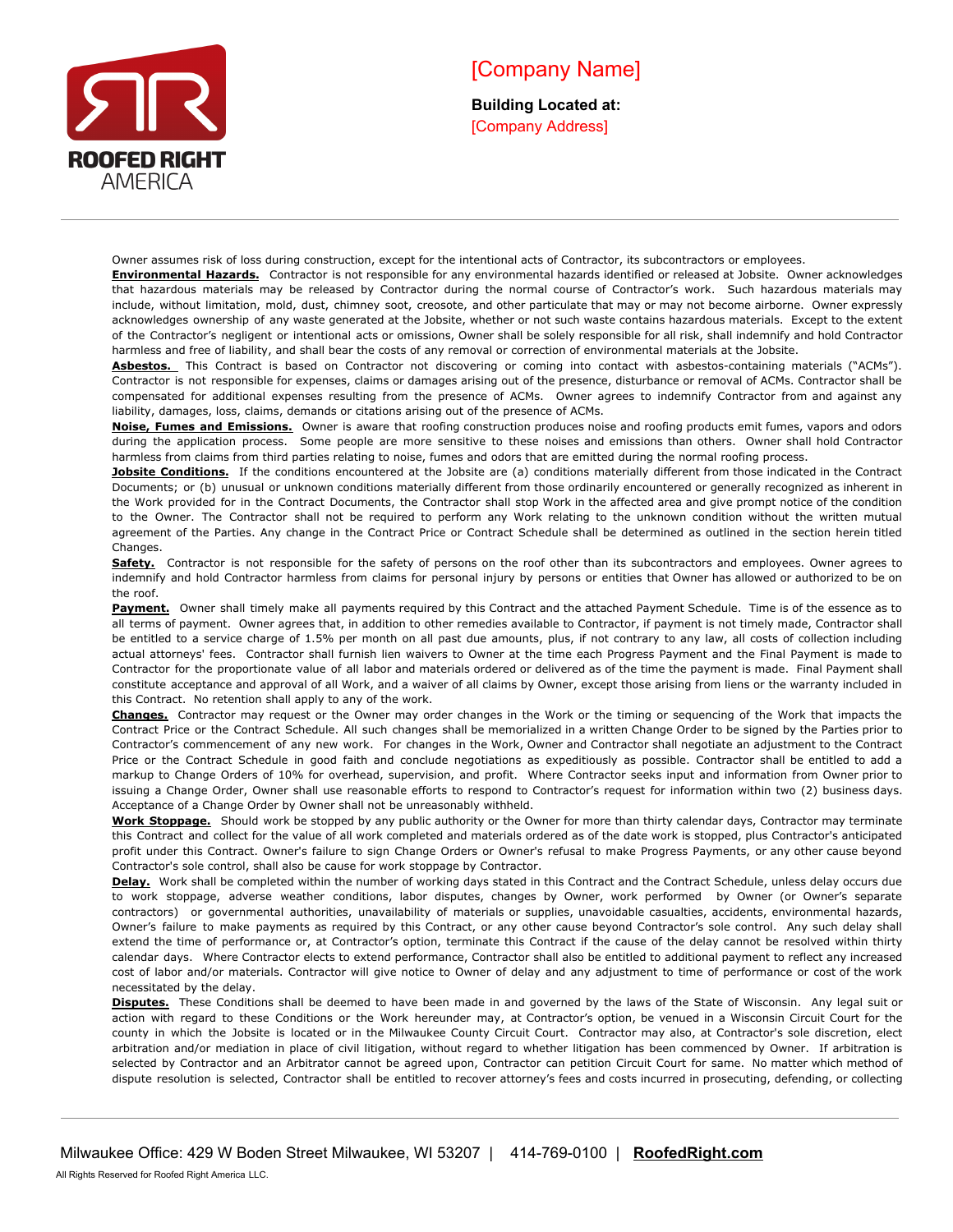Owner assumes risk of loss during construction, except for the intentional acts of Contractor, its subcontractors or employees.

**Environmental Hazards.** Contractor is not responsible for any environmental hazards identified or released at Jobsite. Owner acknowledges that hazardous materials may be released by Contractor during the normal course of Contractor's work. Such hazardous materials may include, without limitation, mold, dust, chimney soot, creosote, and other particulate that may or may not become airborne. Owner expressly acknowledges ownership of any waste generated at the Jobsite, whether or not such waste contains hazardous materials. Except to the extent of the Contractor's negligent or intentional acts or omissions, Owner shall be solely responsible for all risk, shall indemnify and hold Contractor harmless and free of liability, and shall bear the costs of any removal or correction of environmental materials at the Jobsite.

**Asbestos.** This Contract is based on Contractor not discovering or coming into contact with asbestos-containing materials ("ACMs"). Contractor is not responsible for expenses, claims or damages arising out of the presence, disturbance or removal of ACMs. Contractor shall be compensated for additional expenses resulting from the presence of ACMs. Owner agrees to indemnify Contractor from and against any liability, damages, loss, claims, demands or citations arising out of the presence of ACMs.

**Noise, Fumes and Emissions.** Owner is aware that roofing construction produces noise and roofing products emit fumes, vapors and odors during the application process. Some people are more sensitive to these noises and emissions than others. Owner shall hold Contractor harmless from claims from third parties relating to noise, fumes and odors that are emitted during the normal roofing process.

**Jobsite Conditions.** If the conditions encountered at the Jobsite are (a) conditions materially different from those indicated in the Contract Documents; or (b) unusual or unknown conditions materially different from those ordinarily encountered or generally recognized as inherent in the Work provided for in the Contract Documents, the Contractor shall stop Work in the affected area and give prompt notice of the condition to the Owner. The Contractor shall not be required to perform any Work relating to the unknown condition without the written mutual agreement of the Parties. Any change in the Contract Price or Contract Schedule shall be determined as outlined in the section herein titled Changes.

**Safety.** Contractor is not responsible for the safety of persons on the roof other than its subcontractors and employees. Owner agrees to indemnify and hold Contractor harmless from claims for personal injury by persons or entities that Owner has allowed or authorized to be on the roof.

**Payment.** Owner shall timely make all payments required by this Contract and the attached Payment Schedule. Time is of the essence as to all terms of payment. Owner agrees that, in addition to other remedies available to Contractor, if payment is not timely made, Contractor shall be entitled to a service charge of 1.5% per month on all past due amounts, plus, if not contrary to any law, all costs of collection including actual attorneys' fees. Contractor shall furnish lien waivers to Owner at the time each Progress Payment and the Final Payment is made to Contractor for the proportionate value of all labor and materials ordered or delivered as of the time the payment is made. Final Payment shall constitute acceptance and approval of all Work, and a waiver of all claims by Owner, except those arising from liens or the warranty included in this Contract. No retention shall apply to any of the work.

**Changes.** Contractor may request or the Owner may order changes in the Work or the timing or sequencing of the Work that impacts the Contract Price or the Contract Schedule. All such changes shall be memorialized in a written Change Order to be signed by the Parties prior to Contractor's commencement of any new work. For changes in the Work, Owner and Contractor shall negotiate an adjustment to the Contract Price or the Contract Schedule in good faith and conclude negotiations as expeditiously as possible. Contractor shall be entitled to add a markup to Change Orders of 10% for overhead, supervision, and profit. Where Contractor seeks input and information from Owner prior to issuing a Change Order, Owner shall use reasonable efforts to respond to Contractor's request for information within two (2) business days. Acceptance of a Change Order by Owner shall not be unreasonably withheld.

**Work Stoppage.** Should work be stopped by any public authority or the Owner for more than thirty calendar days, Contractor may terminate this Contract and collect for the value of all work completed and materials ordered as of the date work is stopped, plus Contractor's anticipated profit under this Contract. Owner's failure to sign Change Orders or Owner's refusal to make Progress Payments, or any other cause beyond Contractor's sole control, shall also be cause for work stoppage by Contractor.

**Delay.** Work shall be completed within the number of working days stated in this Contract and the Contract Schedule, unless delay occurs due to work stoppage, adverse weather conditions, labor disputes, changes by Owner, work performed by Owner (or Owner's separate contractors) or governmental authorities, unavailability of materials or supplies, unavoidable casualties, accidents, environmental hazards, Owner's failure to make payments as required by this Contract, or any other cause beyond Contractor's sole control. Any such delay shall extend the time of performance or, at Contractor's option, terminate this Contract if the cause of the delay cannot be resolved within thirty calendar days. Where Contractor elects to extend performance, Contractor shall also be entitled to additional payment to reflect any increased cost of labor and/or materials. Contractor will give notice to Owner of delay and any adjustment to time of performance or cost of the work necessitated by the delay.

**Disputes.** These Conditions shall be deemed to have been made in and governed by the laws of the State of Wisconsin. Any legal suit or action with regard to these Conditions or the Work hereunder may, at Contractor's option, be venued in a Wisconsin Circuit Court for the county in which the Jobsite is located or in the Milwaukee County Circuit Court. Contractor may also, at Contractor's sole discretion, elect arbitration and/or mediation in place of civil litigation, without regard to whether litigation has been commenced by Owner. If arbitration is selected by Contractor and an Arbitrator cannot be agreed upon, Contractor can petition Circuit Court for same. No matter which method of dispute resolution is selected, Contractor shall be entitled to recover attorney's fees and costs incurred in prosecuting, defending, or collecting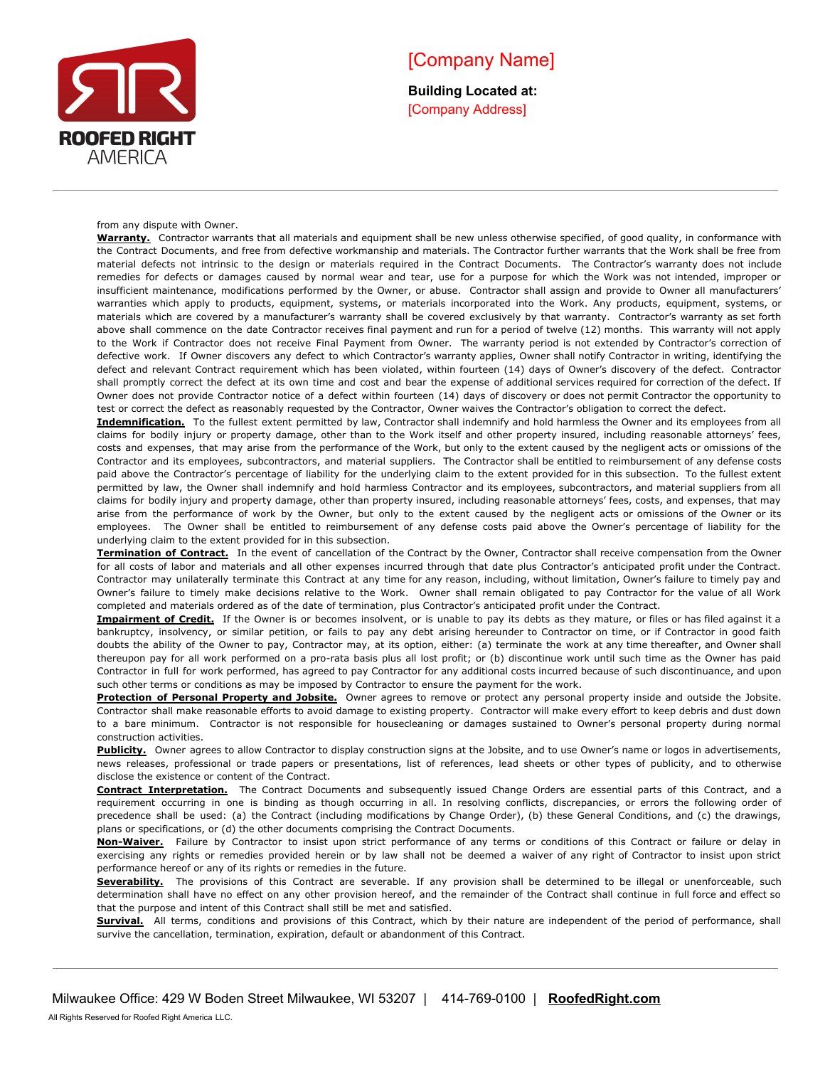from any dispute with Owner.

**Warranty.** Contractor warrants that all materials and equipment shall be new unless otherwise specified, of good quality, in conformance with the Contract Documents, and free from defective workmanship and materials. The Contractor further warrants that the Work shall be free from material defects not intrinsic to the design or materials required in the Contract Documents. The Contractor's warranty does not include remedies for defects or damages caused by normal wear and tear, use for a purpose for which the Work was not intended, improper or insufficient maintenance, modifications performed by the Owner, or abuse. Contractor shall assign and provide to Owner all manufacturers' warranties which apply to products, equipment, systems, or materials incorporated into the Work. Any products, equipment, systems, or materials which are covered by a manufacturer's warranty shall be covered exclusively by that warranty. Contractor's warranty as set forth above shall commence on the date Contractor receives final payment and run for a period of twelve (12) months. This warranty will not apply to the Work if Contractor does not receive Final Payment from Owner. The warranty period is not extended by Contractor's correction of defective work. If Owner discovers any defect to which Contractor's warranty applies, Owner shall notify Contractor in writing, identifying the defect and relevant Contract requirement which has been violated, within fourteen (14) days of Owner's discovery of the defect. Contractor shall promptly correct the defect at its own time and cost and bear the expense of additional services required for correction of the defect. If Owner does not provide Contractor notice of a defect within fourteen (14) days of discovery or does not permit Contractor the opportunity to test or correct the defect as reasonably requested by the Contractor, Owner waives the Contractor's obligation to correct the defect.

**Indemnification.** To the fullest extent permitted by law, Contractor shall indemnify and hold harmless the Owner and its employees from all claims for bodily injury or property damage, other than to the Work itself and other property insured, including reasonable attorneys' fees, costs and expenses, that may arise from the performance of the Work, but only to the extent caused by the negligent acts or omissions of the Contractor and its employees, subcontractors, and material suppliers. The Contractor shall be entitled to reimbursement of any defense costs paid above the Contractor's percentage of liability for the underlying claim to the extent provided for in this subsection. To the fullest extent permitted by law, the Owner shall indemnify and hold harmless Contractor and its employees, subcontractors, and material suppliers from all claims for bodily injury and property damage, other than property insured, including reasonable attorneys' fees, costs, and expenses, that may arise from the performance of work by the Owner, but only to the extent caused by the negligent acts or omissions of the Owner or its employees. The Owner shall be entitled to reimbursement of any defense costs paid above the Owner's percentage of liability for the underlying claim to the extent provided for in this subsection.

**Termination of Contract.** In the event of cancellation of the Contract by the Owner, Contractor shall receive compensation from the Owner for all costs of labor and materials and all other expenses incurred through that date plus Contractor's anticipated profit under the Contract. Contractor may unilaterally terminate this Contract at any time for any reason, including, without limitation, Owner's failure to timely pay and Owner's failure to timely make decisions relative to the Work. Owner shall remain obligated to pay Contractor for the value of all Work completed and materials ordered as of the date of termination, plus Contractor's anticipated profit under the Contract.

**Impairment of Credit.** If the Owner is or becomes insolvent, or is unable to pay its debts as they mature, or files or has filed against it a bankruptcy, insolvency, or similar petition, or fails to pay any debt arising hereunder to Contractor on time, or if Contractor in good faith doubts the ability of the Owner to pay, Contractor may, at its option, either: (a) terminate the work at any time thereafter, and Owner shall thereupon pay for all work performed on a pro-rata basis plus all lost profit; or (b) discontinue work until such time as the Owner has paid Contractor in full for work performed, has agreed to pay Contractor for any additional costs incurred because of such discontinuance, and upon such other terms or conditions as may be imposed by Contractor to ensure the payment for the work.

**Protection of Personal Property and Jobsite.** Owner agrees to remove or protect any personal property inside and outside the Jobsite. Contractor shall make reasonable efforts to avoid damage to existing property. Contractor will make every effort to keep debris and dust down to a bare minimum. Contractor is not responsible for housecleaning or damages sustained to Owner's personal property during normal construction activities.

**Publicity.** Owner agrees to allow Contractor to display construction signs at the Jobsite, and to use Owner's name or logos in advertisements, news releases, professional or trade papers or presentations, list of references, lead sheets or other types of publicity, and to otherwise disclose the existence or content of the Contract.

**Contract Interpretation.** The Contract Documents and subsequently issued Change Orders are essential parts of this Contract, and a requirement occurring in one is binding as though occurring in all. In resolving conflicts, discrepancies, or errors the following order of precedence shall be used: (a) the Contract (including modifications by Change Order), (b) these General Conditions, and (c) the drawings, plans or specifications, or (d) the other documents comprising the Contract Documents.

**Non-Waiver.** Failure by Contractor to insist upon strict performance of any terms or conditions of this Contract or failure or delay in exercising any rights or remedies provided herein or by law shall not be deemed a waiver of any right of Contractor to insist upon strict performance hereof or any of its rights or remedies in the future.

**Severability.** The provisions of this Contract are severable. If any provision shall be determined to be illegal or unenforceable, such determination shall have no effect on any other provision hereof, and the remainder of the Contract shall continue in full force and effect so that the purpose and intent of this Contract shall still be met and satisfied.

**Survival.** All terms, conditions and provisions of this Contract, which by their nature are independent of the period of performance, shall survive the cancellation, termination, expiration, default or abandonment of this Contract.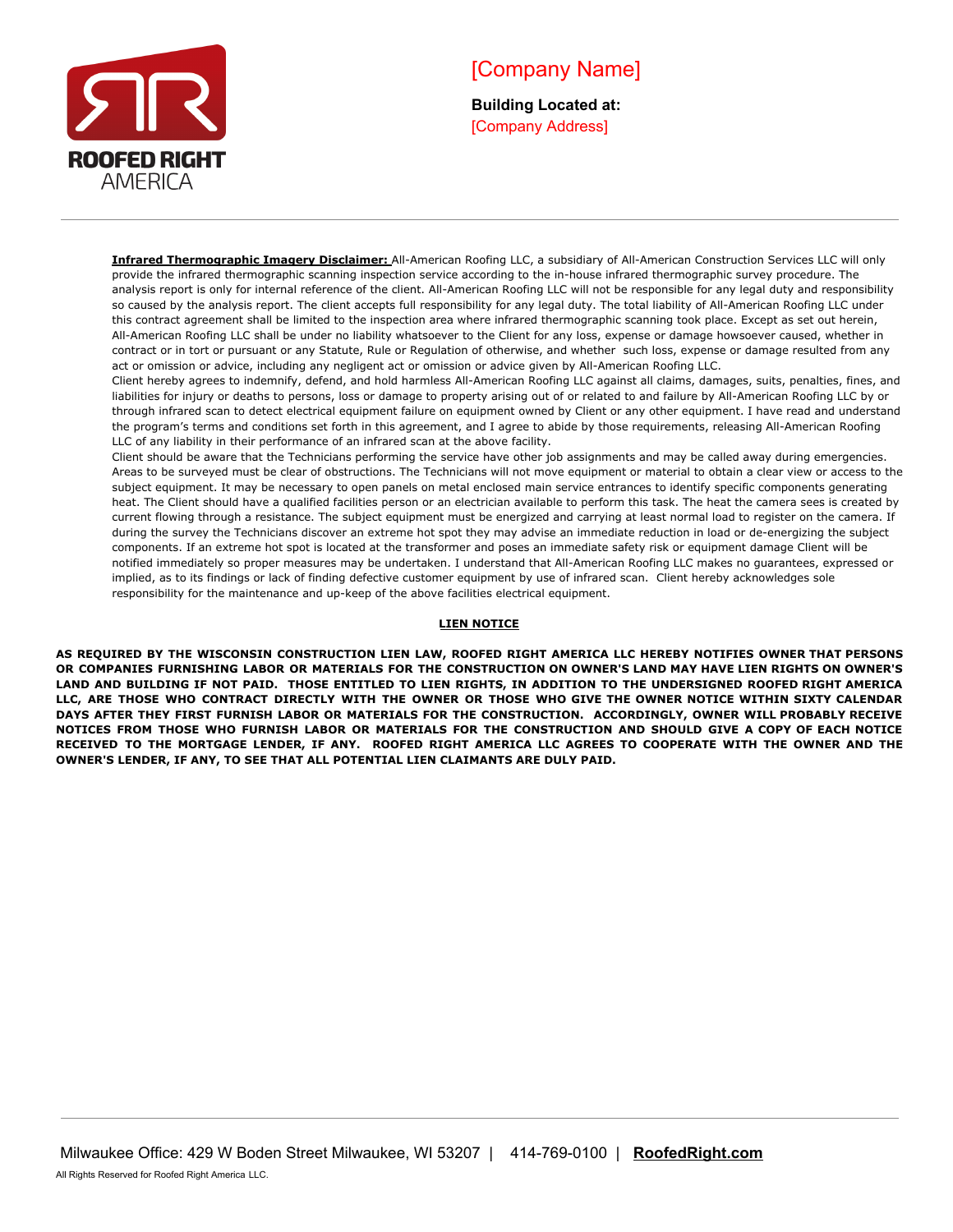[Company Name]

**Building Located at:**
[Company Address]

**Infrared Thermographic Imagery Disclaimer:** All-American Roofing LLC, a subsidiary of All-American Construction Services LLC will only provide the infrared thermographic scanning inspection service according to the in-house infrared thermographic survey procedure. The analysis report is only for internal reference of the client. All-American Roofing LLC will not be responsible for any legal duty and responsibility so caused by the analysis report. The client accepts full responsibility for any legal duty. The total liability of All-American Roofing LLC under this contract agreement shall be limited to the inspection area where infrared thermographic scanning took place. Except as set out herein, All-American Roofing LLC shall be under no liability whatsoever to the Client for any loss, expense or damage howsoever caused, whether in contract or in tort or pursuant or any Statute, Rule or Regulation of otherwise, and whether such loss, expense or damage resulted from any act or omission or advice, including any negligent act or omission or advice given by All-American Roofing LLC.

Client hereby agrees to indemnify, defend, and hold harmless All-American Roofing LLC against all claims, damages, suits, penalties, fines, and liabilities for injury or deaths to persons, loss or damage to property arising out of or related to and failure by All-American Roofing LLC by or through infrared scan to detect electrical equipment failure on equipment owned by Client or any other equipment. I have read and understand the program's terms and conditions set forth in this agreement, and I agree to abide by those requirements, releasing All-American Roofing LLC of any liability in their performance of an infrared scan at the above facility.

Client should be aware that the Technicians performing the service have other job assignments and may be called away during emergencies. Areas to be surveyed must be clear of obstructions. The Technicians will not move equipment or material to obtain a clear view or access to the subject equipment. It may be necessary to open panels on metal enclosed main service entrances to identify specific components generating heat. The Client should have a qualified facilities person or an electrician available to perform this task. The heat the camera sees is created by current flowing through a resistance. The subject equipment must be energized and carrying at least normal load to register on the camera. If during the survey the Technicians discover an extreme hot spot they may advise an immediate reduction in load or de-energizing the subject components. If an extreme hot spot is located at the transformer and poses an immediate safety risk or equipment damage Client will be notified immediately so proper measures may be undertaken. I understand that All-American Roofing LLC makes no guarantees, expressed or implied, as to its findings or lack of finding defective customer equipment by use of infrared scan. Client hereby acknowledges sole responsibility for the maintenance and up-keep of the above facilities electrical equipment.

**LIEN NOTICE**

**AS REQUIRED BY THE WISCONSIN CONSTRUCTION LIEN LAW, ROOFED RIGHT AMERICA LLC HEREBY NOTIFIES OWNER THAT PERSONS OR COMPANIES FURNISHING LABOR OR MATERIALS FOR THE CONSTRUCTION ON OWNER'S LAND MAY HAVE LIEN RIGHTS ON OWNER'S LAND AND BUILDING IF NOT PAID. THOSE ENTITLED TO LIEN RIGHTS, IN ADDITION TO THE UNDERSIGNED ROOFED RIGHT AMERICA LLC, ARE THOSE WHO CONTRACT DIRECTLY WITH THE OWNER OR THOSE WHO GIVE THE OWNER NOTICE WITHIN SIXTY CALENDAR DAYS AFTER THEY FIRST FURNISH LABOR OR MATERIALS FOR THE CONSTRUCTION. ACCORDINGLY, OWNER WILL PROBABLY RECEIVE NOTICES FROM THOSE WHO FURNISH LABOR OR MATERIALS FOR THE CONSTRUCTION AND SHOULD GIVE A COPY OF EACH NOTICE RECEIVED TO THE MORTGAGE LENDER, IF ANY. ROOFED RIGHT AMERICA LLC AGREES TO COOPERATE WITH THE OWNER AND THE OWNER'S LENDER, IF ANY, TO SEE THAT ALL POTENTIAL LIEN CLAIMANTS ARE DULY PAID.**